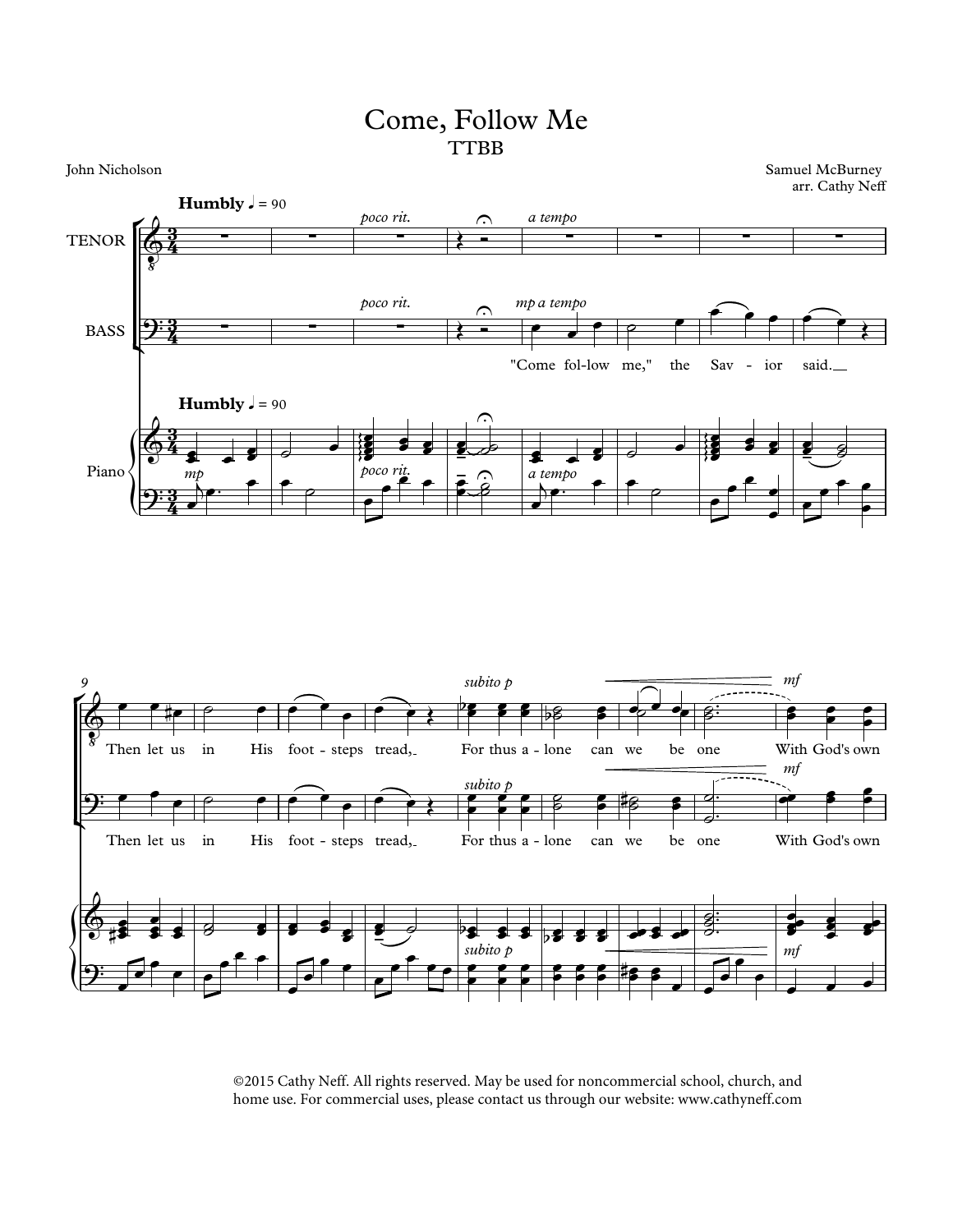# Come, Follow Me

## TTBB

John Nicholson

Samuel McBurney
arr. Cathy Neff

**Humbly** ♩ = 90

"Come fol-low me," the Sav - ior said.

Then let us in His foot - steps tread, For thus a - lone can we be one With God's own

©2015 Cathy Neff. All rights reserved. May be used for noncommercial school, church, and home use. For commercial uses, please contact us through our website: www.cathyneff.com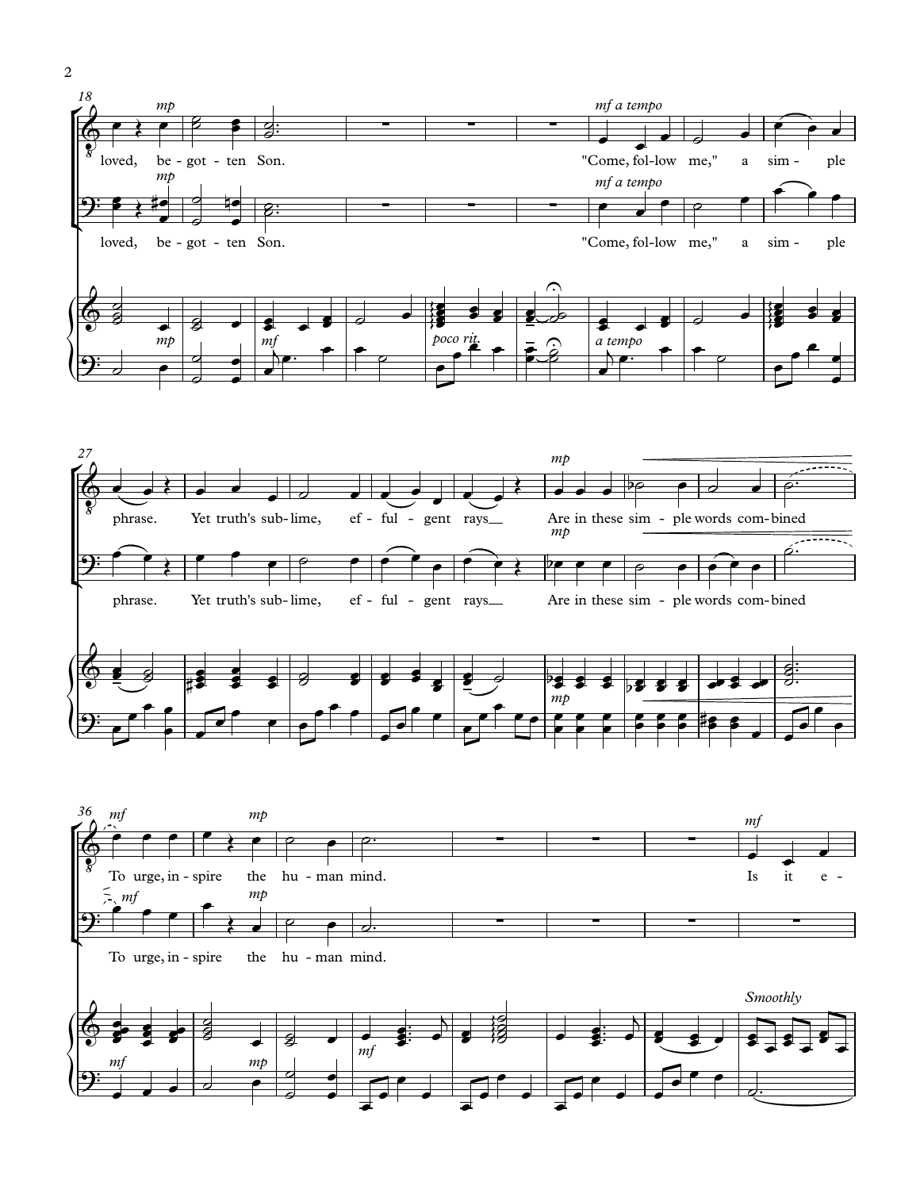loved, be - got - ten Son.

"Come, fol-low me," a sim - ple phrase. Yet truth's sub - lime, ef - ful - gent rays Are in these sim - ple words com - bined

To urge, in - spire the hu - man mind.

Is it e -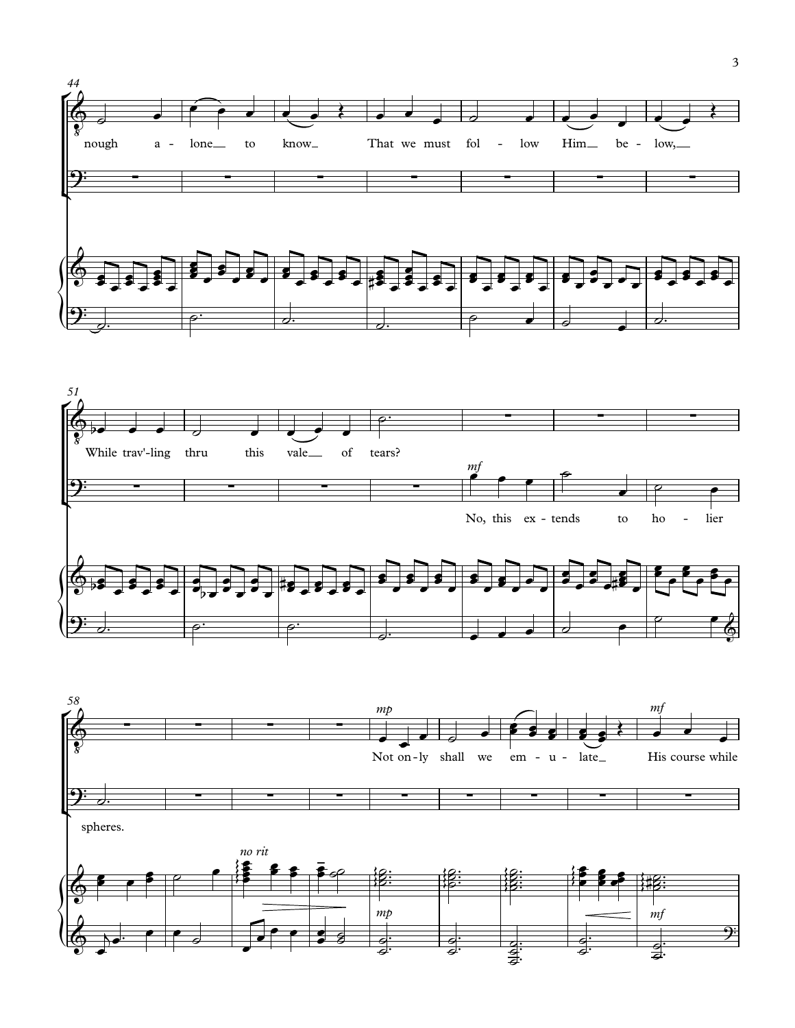44

nough a - lone to know That we must fol - low Him be - low,

51

While trav'-ling thru this vale of tears?

*mf*

No, this ex - tends to ho - lier spheres.

58

*no rit*

*mp*

Not on - ly shall we em - u - late His course while

*mf*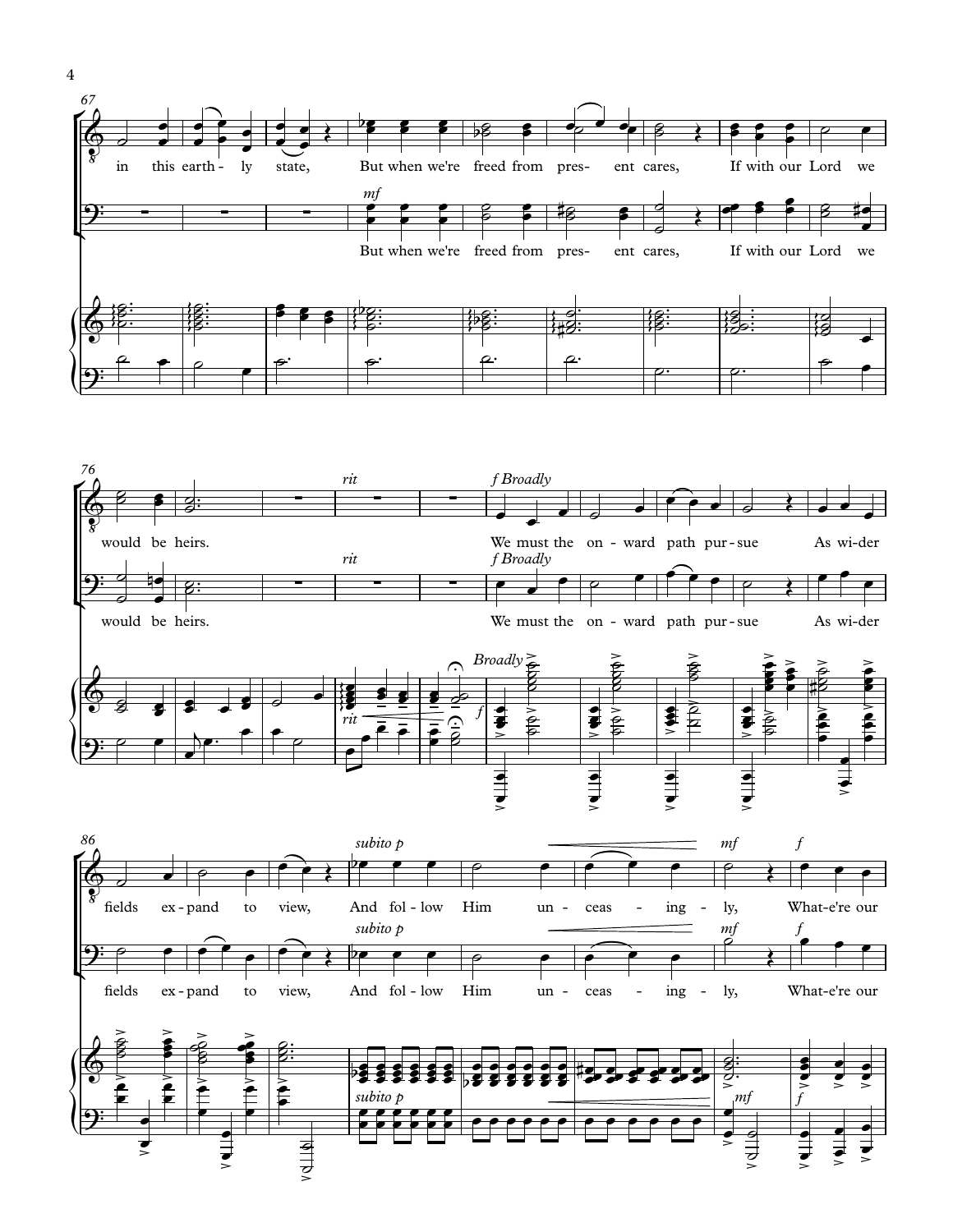67

in this earth - ly state, But when we're freed from pres- ent cares, If with our Lord we

*mf*

But when we're freed from pres- ent cares, If with our Lord we

76

*rit* *f Broadly*

would be heirs. We must the on - ward path pur - sue As wi-der

*rit* *f Broadly*

would be heirs. We must the on - ward path pur - sue As wi-der

*Broadly*

*rit* *f*

86

*subito p* *mf* *f*

fields ex - pand to view, And fol - low Him un - ceas - ing - ly, What-e're our

*subito p* *mf* *f*

fields ex - pand to view, And fol - low Him un - ceas - ing - ly, What-e're our

*subito p* *mf* *f*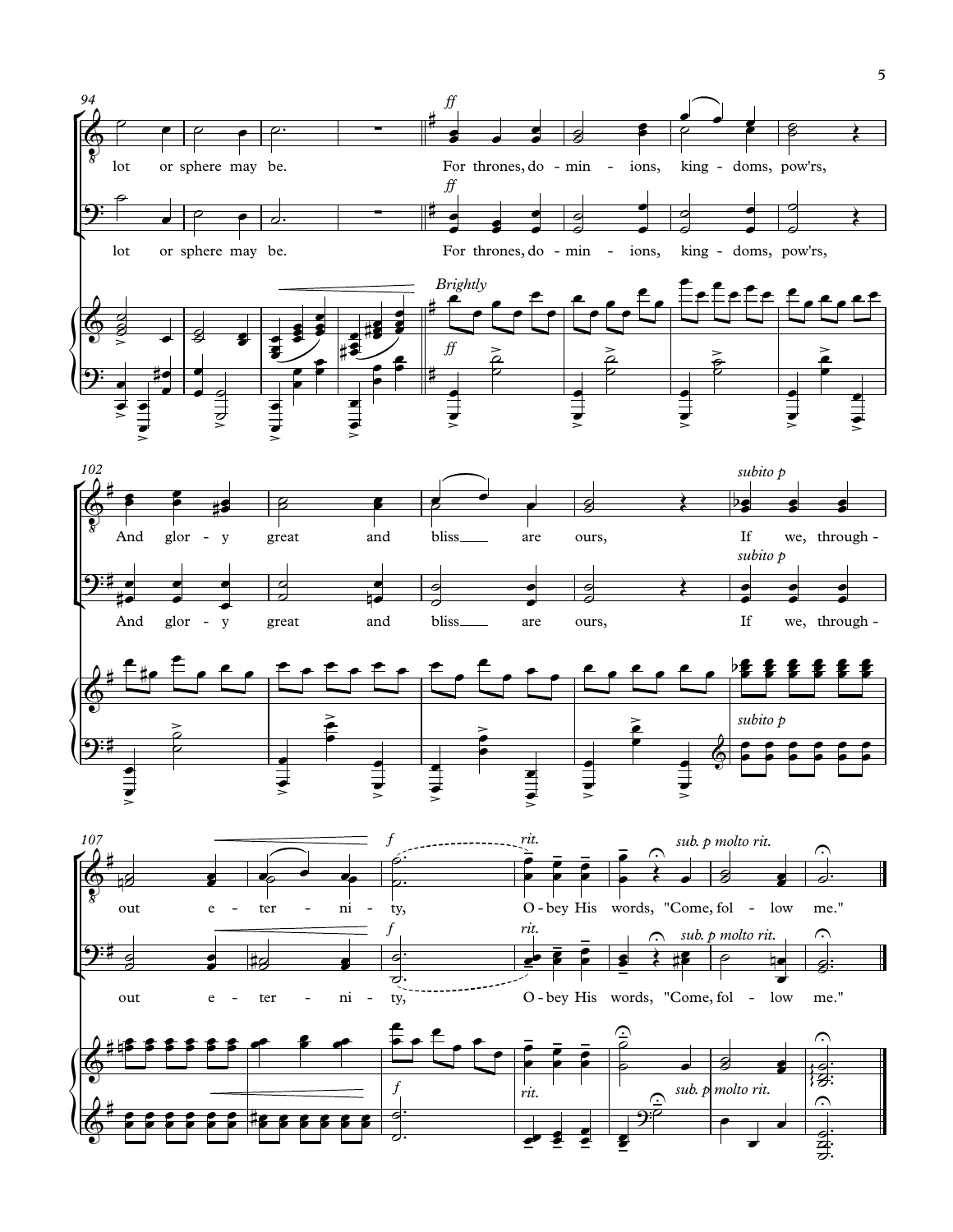94

lot or sphere may be. For thrones, do - min - ions, king - doms, pow'rs,

*ff*

*Brightly*

102

And glor - y great and bliss ___ are ours, If we, through -

*subito p*

107

out e - ter - ni - ty, O - bey His words, "Come, fol - low me."

*f*

*rit.*

*sub. p molto rit.*